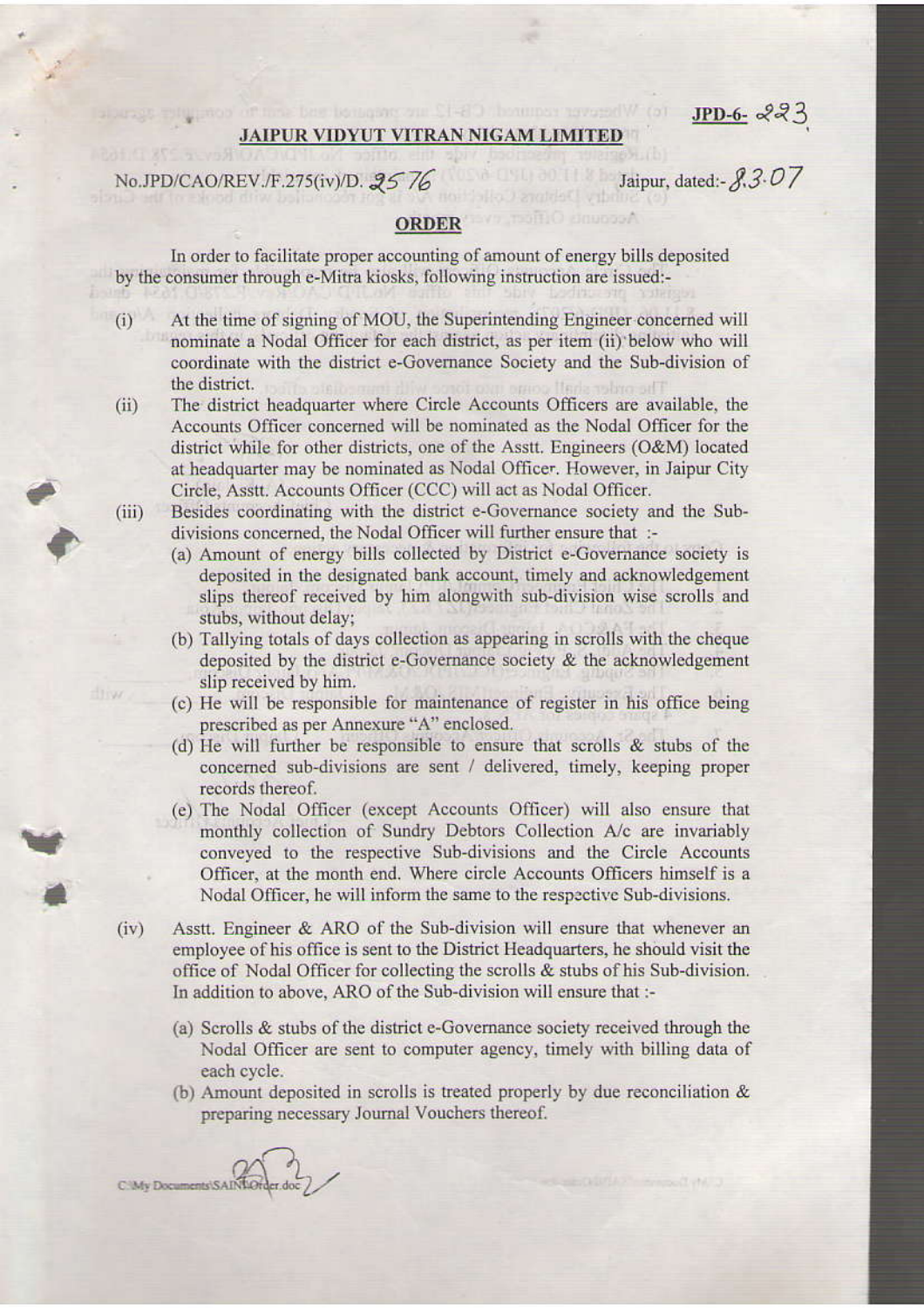JPD-6- 223

## JAIPUR VIDYUT VITRAN NIGAM LIMITED

No.JPD/CAO/REV./F.275(iv)/D. 2576 Jaipur, dated:- 8.3.07

## ORDER

In order to facilitate proper accounting of amount of energy bills deposited by the consumer through e-Mitra kiosks, following instruction are issued:-

(i) At the time of signing of MOU, the Superintending Engineer concerned will nominate a Nodal Officer for each district, as per item (ii) below who will coordinate with the district e-Governance Society and the Sub-division of the district.

(ii) The district headquarter where Circle Accounts Officers are available, the Accounts Officer concerned will be nominated as the Nodal Officer for the district while for other districts, one of the Asstt. Engineers (O&M) located at headquarter may be nominated as Nodal Officer. However, in Jaipur City Circle, Asstt. Accounts Officer (CCC) will act as Nodal Officer.

(iii) Besides coordinating with the district e-Governance society and the Sub-divisions concerned, the Nodal Officer will further ensure that :-

(a) Amount of energy bills collected by District e-Governance society is deposited in the designated bank account, timely and acknowledgement slips thereof received by him alongwith sub-division wise scrolls and stubs, without delay;

(b) Tallying totals of days collection as appearing in scrolls with the cheque deposited by the district e-Governance society & the acknowledgement slip received by him.

(c) He will be responsible for maintenance of register in his office being prescribed as per Annexure "A" enclosed.

(d) He will further be responsible to ensure that scrolls & stubs of the concerned sub-divisions are sent / delivered, timely, keeping proper records thereof.

(e) The Nodal Officer (except Accounts Officer) will also ensure that monthly collection of Sundry Debtors Collection A/c are invariably conveyed to the respective Sub-divisions and the Circle Accounts Officer, at the month end. Where circle Accounts Officers himself is a Nodal Officer, he will inform the same to the respective Sub-divisions.

(iv) Asstt. Engineer & ARO of the Sub-division will ensure that whenever an employee of his office is sent to the District Headquarters, he should visit the office of Nodal Officer for collecting the scrolls & stubs of his Sub-division. In addition to above, ARO of the Sub-division will ensure that :-

(a) Scrolls & stubs of the district e-Governance society received through the Nodal Officer are sent to computer agency, timely with billing data of each cycle.

(b) Amount deposited in scrolls is treated properly by due reconciliation & preparing necessary Journal Vouchers thereof.

C:\My Documents\SAINI\Order.doc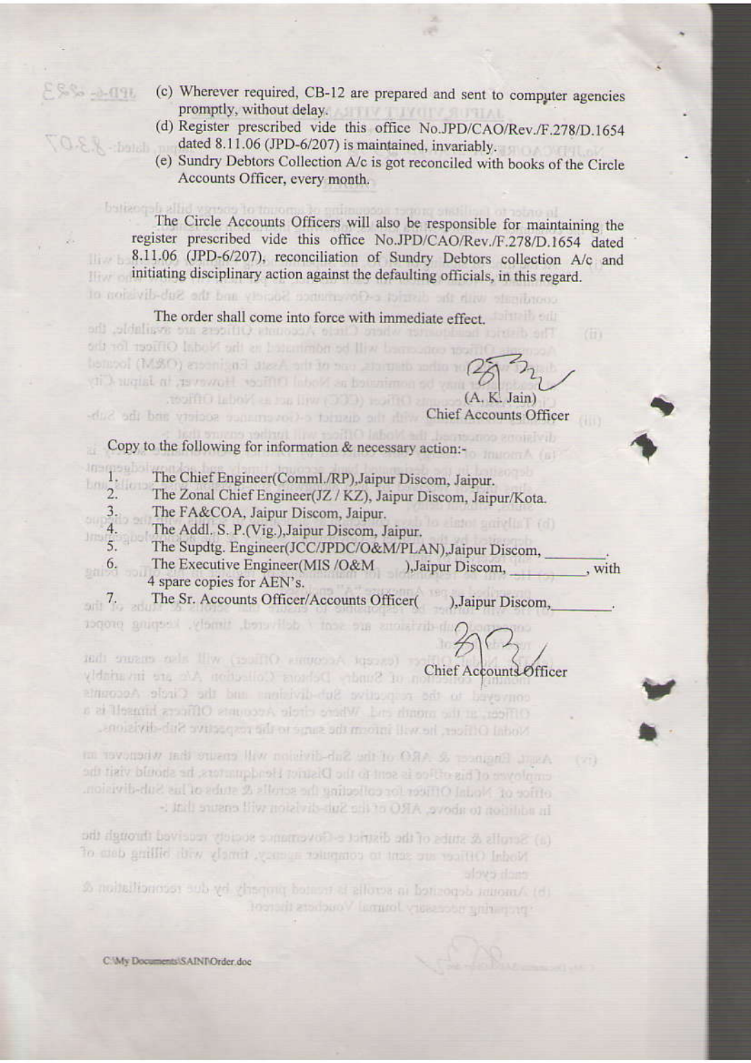(c) Wherever required, CB-12 are prepared and sent to computer agencies promptly, without delay.

(d) Register prescribed vide this office No.JPD/CAO/Rev./F.278/D.1654 dated 8.11.06 (JPD-6/207) is maintained, invariably.

(e) Sundry Debtors Collection A/c is got reconciled with books of the Circle Accounts Officer, every month.

The Circle Accounts Officers will also be responsible for maintaining the register prescribed vide this office No.JPD/CAO/Rev./F.278/D.1654 dated 8.11.06 (JPD-6/207), reconciliation of Sundry Debtors collection A/c and initiating disciplinary action against the defaulting officials, in this regard.

The order shall come into force with immediate effect.

(A. K. Jain)
Chief Accounts Officer

Copy to the following for information & necessary action:-

1. The Chief Engineer(Comml./RP),Jaipur Discom, Jaipur.
2. The Zonal Chief Engineer(JZ / KZ), Jaipur Discom, Jaipur/Kota.
3. The FA&COA, Jaipur Discom, Jaipur.
4. The Addl. S. P.(Vig.),Jaipur Discom, Jaipur.
5. The Supdtg. Engineer(JCC/JPDC/O&M/PLAN),Jaipur Discom, ________.
6. The Executive Engineer(MIS /O&M ),Jaipur Discom, ________, with 4 spare copies for AEN's.
7. The Sr. Accounts Officer/Accounts Officer( ),Jaipur Discom,________.

Chief Accounts Officer

C:\My Documents\SAINI\Order.doc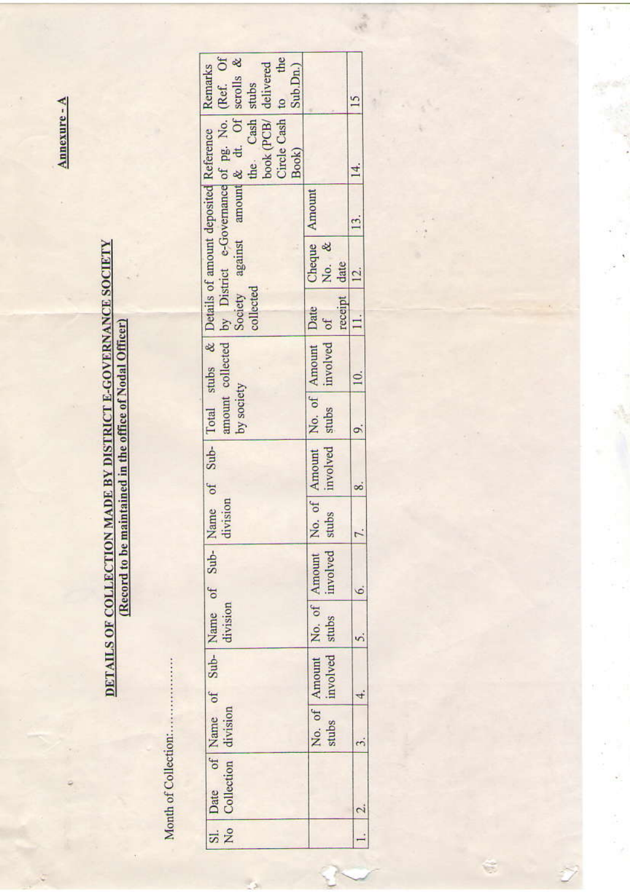**Annexure - A**

## DETAILS OF COLLECTION MADE BY DISTRICT E-GOVERNANCE SOCIETY

**(Record to be maintained in the office of Nodal Officer)**

Month of Collection:……………

| Sl. No | Date of Collection | Name of Sub-division | | Name of Sub-division | | Name of Sub-division | | Total stubs & amount collected by society | | Details of amount deposited by District e-Governance Society against amount collected | | | Reference of pg. No. & dt. Of the Cash book (PCB/ Circle Cash Book) | Remarks (Ref. Of scrolls & stubs delivered to the Sub.Dn.) |
|---|---|---|---|---|---|---|---|---|---|---|---|---|---|---|
| | | No. of stubs | Amount involved | No. of stubs | Amount involved | No. of stubs | Amount involved | No. of stubs | Amount involved | Date of receipt | Cheque No. & date | Amount | | |
| 1. | 2. | 3. | 4. | 5. | 6. | 7. | 8. | 9. | 10. | 11. | 12. | 13. | 14. | 15 |